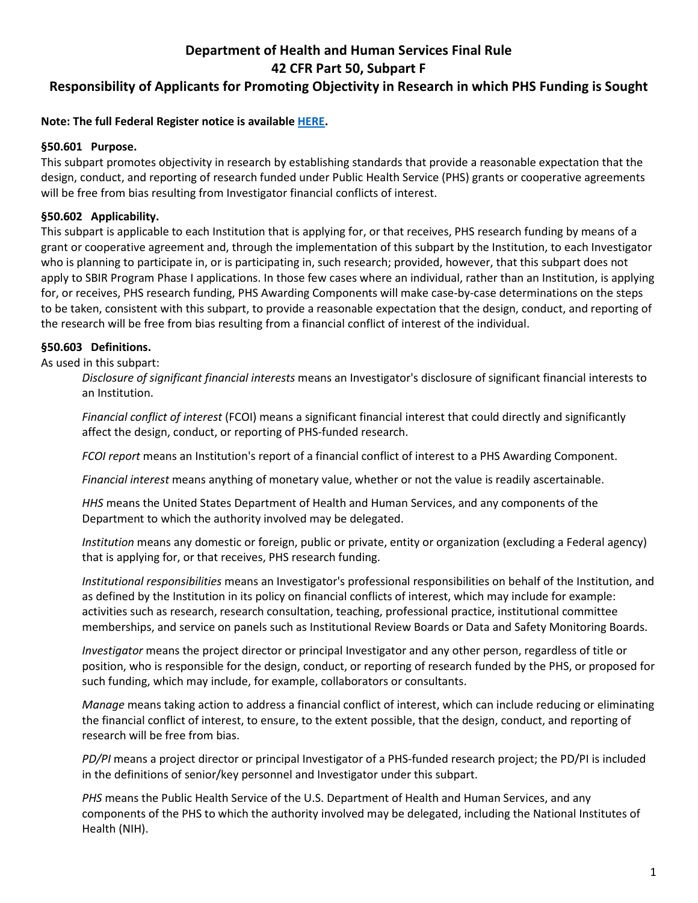# Department of Health and Human Services Final Rule
# 42 CFR Part 50, Subpart F
# Responsibility of Applicants for Promoting Objectivity in Research in which PHS Funding is Sought

**Note: The full Federal Register notice is available HERE.**

### §50.601 Purpose.

This subpart promotes objectivity in research by establishing standards that provide a reasonable expectation that the design, conduct, and reporting of research funded under Public Health Service (PHS) grants or cooperative agreements will be free from bias resulting from Investigator financial conflicts of interest.

### §50.602 Applicability.

This subpart is applicable to each Institution that is applying for, or that receives, PHS research funding by means of a grant or cooperative agreement and, through the implementation of this subpart by the Institution, to each Investigator who is planning to participate in, or is participating in, such research; provided, however, that this subpart does not apply to SBIR Program Phase I applications. In those few cases where an individual, rather than an Institution, is applying for, or receives, PHS research funding, PHS Awarding Components will make case-by-case determinations on the steps to be taken, consistent with this subpart, to provide a reasonable expectation that the design, conduct, and reporting of the research will be free from bias resulting from a financial conflict of interest of the individual.

### §50.603 Definitions.

As used in this subpart:

*Disclosure of significant financial interests* means an Investigator's disclosure of significant financial interests to an Institution.

*Financial conflict of interest* (FCOI) means a significant financial interest that could directly and significantly affect the design, conduct, or reporting of PHS-funded research.

*FCOI report* means an Institution's report of a financial conflict of interest to a PHS Awarding Component.

*Financial interest* means anything of monetary value, whether or not the value is readily ascertainable.

*HHS* means the United States Department of Health and Human Services, and any components of the Department to which the authority involved may be delegated.

*Institution* means any domestic or foreign, public or private, entity or organization (excluding a Federal agency) that is applying for, or that receives, PHS research funding.

*Institutional responsibilities* means an Investigator's professional responsibilities on behalf of the Institution, and as defined by the Institution in its policy on financial conflicts of interest, which may include for example: activities such as research, research consultation, teaching, professional practice, institutional committee memberships, and service on panels such as Institutional Review Boards or Data and Safety Monitoring Boards.

*Investigator* means the project director or principal Investigator and any other person, regardless of title or position, who is responsible for the design, conduct, or reporting of research funded by the PHS, or proposed for such funding, which may include, for example, collaborators or consultants.

*Manage* means taking action to address a financial conflict of interest, which can include reducing or eliminating the financial conflict of interest, to ensure, to the extent possible, that the design, conduct, and reporting of research will be free from bias.

*PD/PI* means a project director or principal Investigator of a PHS-funded research project; the PD/PI is included in the definitions of senior/key personnel and Investigator under this subpart.

*PHS* means the Public Health Service of the U.S. Department of Health and Human Services, and any components of the PHS to which the authority involved may be delegated, including the National Institutes of Health (NIH).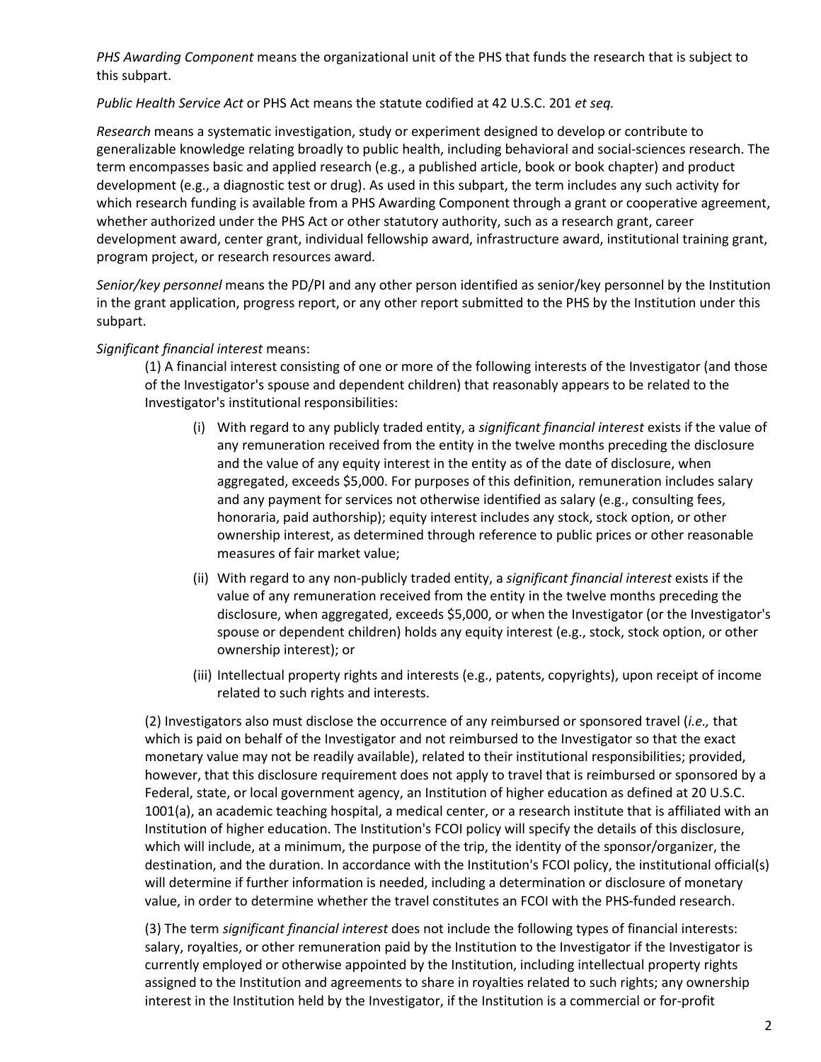*PHS Awarding Component* means the organizational unit of the PHS that funds the research that is subject to this subpart.

*Public Health Service Act* or PHS Act means the statute codified at 42 U.S.C. 201 *et seq.*

*Research* means a systematic investigation, study or experiment designed to develop or contribute to generalizable knowledge relating broadly to public health, including behavioral and social-sciences research. The term encompasses basic and applied research (e.g., a published article, book or book chapter) and product development (e.g., a diagnostic test or drug). As used in this subpart, the term includes any such activity for which research funding is available from a PHS Awarding Component through a grant or cooperative agreement, whether authorized under the PHS Act or other statutory authority, such as a research grant, career development award, center grant, individual fellowship award, infrastructure award, institutional training grant, program project, or research resources award.

*Senior/key personnel* means the PD/PI and any other person identified as senior/key personnel by the Institution in the grant application, progress report, or any other report submitted to the PHS by the Institution under this subpart.

*Significant financial interest* means:

(1) A financial interest consisting of one or more of the following interests of the Investigator (and those of the Investigator's spouse and dependent children) that reasonably appears to be related to the Investigator's institutional responsibilities:

- (i) With regard to any publicly traded entity, a *significant financial interest* exists if the value of any remuneration received from the entity in the twelve months preceding the disclosure and the value of any equity interest in the entity as of the date of disclosure, when aggregated, exceeds $5,000. For purposes of this definition, remuneration includes salary and any payment for services not otherwise identified as salary (e.g., consulting fees, honoraria, paid authorship); equity interest includes any stock, stock option, or other ownership interest, as determined through reference to public prices or other reasonable measures of fair market value;
- (ii) With regard to any non-publicly traded entity, a *significant financial interest* exists if the value of any remuneration received from the entity in the twelve months preceding the disclosure, when aggregated, exceeds $5,000, or when the Investigator (or the Investigator's spouse or dependent children) holds any equity interest (e.g., stock, stock option, or other ownership interest); or
- (iii) Intellectual property rights and interests (e.g., patents, copyrights), upon receipt of income related to such rights and interests.

(2) Investigators also must disclose the occurrence of any reimbursed or sponsored travel (*i.e.,* that which is paid on behalf of the Investigator and not reimbursed to the Investigator so that the exact monetary value may not be readily available), related to their institutional responsibilities; provided, however, that this disclosure requirement does not apply to travel that is reimbursed or sponsored by a Federal, state, or local government agency, an Institution of higher education as defined at 20 U.S.C. 1001(a), an academic teaching hospital, a medical center, or a research institute that is affiliated with an Institution of higher education. The Institution's FCOI policy will specify the details of this disclosure, which will include, at a minimum, the purpose of the trip, the identity of the sponsor/organizer, the destination, and the duration. In accordance with the Institution's FCOI policy, the institutional official(s) will determine if further information is needed, including a determination or disclosure of monetary value, in order to determine whether the travel constitutes an FCOI with the PHS-funded research.

(3) The term *significant financial interest* does not include the following types of financial interests: salary, royalties, or other remuneration paid by the Institution to the Investigator if the Investigator is currently employed or otherwise appointed by the Institution, including intellectual property rights assigned to the Institution and agreements to share in royalties related to such rights; any ownership interest in the Institution held by the Investigator, if the Institution is a commercial or for-profit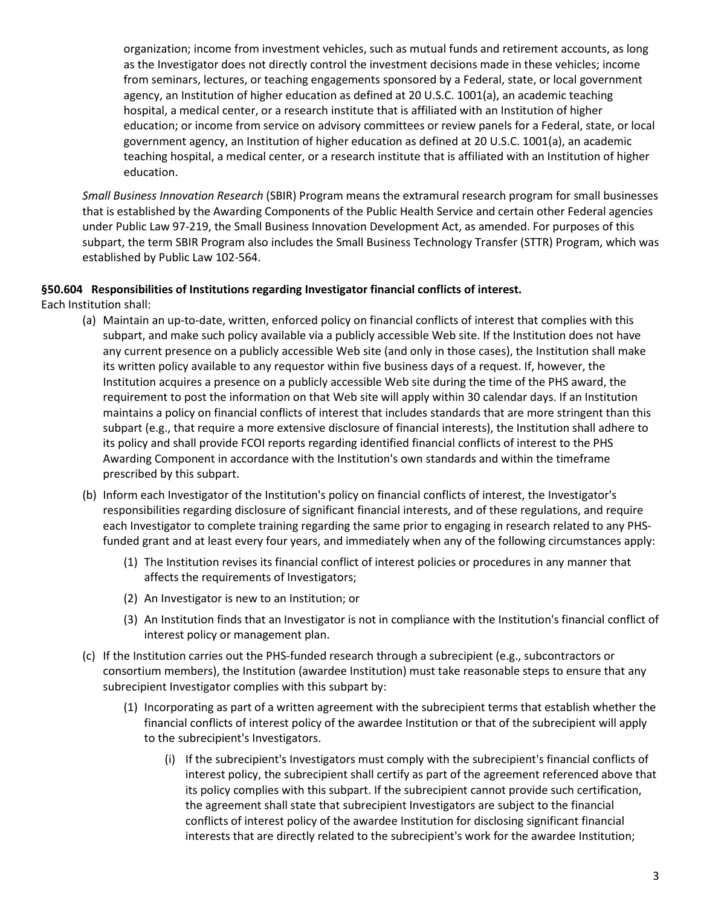organization; income from investment vehicles, such as mutual funds and retirement accounts, as long as the Investigator does not directly control the investment decisions made in these vehicles; income from seminars, lectures, or teaching engagements sponsored by a Federal, state, or local government agency, an Institution of higher education as defined at 20 U.S.C. 1001(a), an academic teaching hospital, a medical center, or a research institute that is affiliated with an Institution of higher education; or income from service on advisory committees or review panels for a Federal, state, or local government agency, an Institution of higher education as defined at 20 U.S.C. 1001(a), an academic teaching hospital, a medical center, or a research institute that is affiliated with an Institution of higher education.

*Small Business Innovation Research* (SBIR) Program means the extramural research program for small businesses that is established by the Awarding Components of the Public Health Service and certain other Federal agencies under Public Law 97-219, the Small Business Innovation Development Act, as amended. For purposes of this subpart, the term SBIR Program also includes the Small Business Technology Transfer (STTR) Program, which was established by Public Law 102-564.

**§50.604 Responsibilities of Institutions regarding Investigator financial conflicts of interest.**

Each Institution shall:

(a) Maintain an up-to-date, written, enforced policy on financial conflicts of interest that complies with this subpart, and make such policy available via a publicly accessible Web site. If the Institution does not have any current presence on a publicly accessible Web site (and only in those cases), the Institution shall make its written policy available to any requestor within five business days of a request. If, however, the Institution acquires a presence on a publicly accessible Web site during the time of the PHS award, the requirement to post the information on that Web site will apply within 30 calendar days. If an Institution maintains a policy on financial conflicts of interest that includes standards that are more stringent than this subpart (e.g., that require a more extensive disclosure of financial interests), the Institution shall adhere to its policy and shall provide FCOI reports regarding identified financial conflicts of interest to the PHS Awarding Component in accordance with the Institution's own standards and within the timeframe prescribed by this subpart.

(b) Inform each Investigator of the Institution's policy on financial conflicts of interest, the Investigator's responsibilities regarding disclosure of significant financial interests, and of these regulations, and require each Investigator to complete training regarding the same prior to engaging in research related to any PHS-funded grant and at least every four years, and immediately when any of the following circumstances apply:

  (1) The Institution revises its financial conflict of interest policies or procedures in any manner that affects the requirements of Investigators;

  (2) An Investigator is new to an Institution; or

  (3) An Institution finds that an Investigator is not in compliance with the Institution's financial conflict of interest policy or management plan.

(c) If the Institution carries out the PHS-funded research through a subrecipient (e.g., subcontractors or consortium members), the Institution (awardee Institution) must take reasonable steps to ensure that any subrecipient Investigator complies with this subpart by:

  (1) Incorporating as part of a written agreement with the subrecipient terms that establish whether the financial conflicts of interest policy of the awardee Institution or that of the subrecipient will apply to the subrecipient's Investigators.

    (i) If the subrecipient's Investigators must comply with the subrecipient's financial conflicts of interest policy, the subrecipient shall certify as part of the agreement referenced above that its policy complies with this subpart. If the subrecipient cannot provide such certification, the agreement shall state that subrecipient Investigators are subject to the financial conflicts of interest policy of the awardee Institution for disclosing significant financial interests that are directly related to the subrecipient's work for the awardee Institution;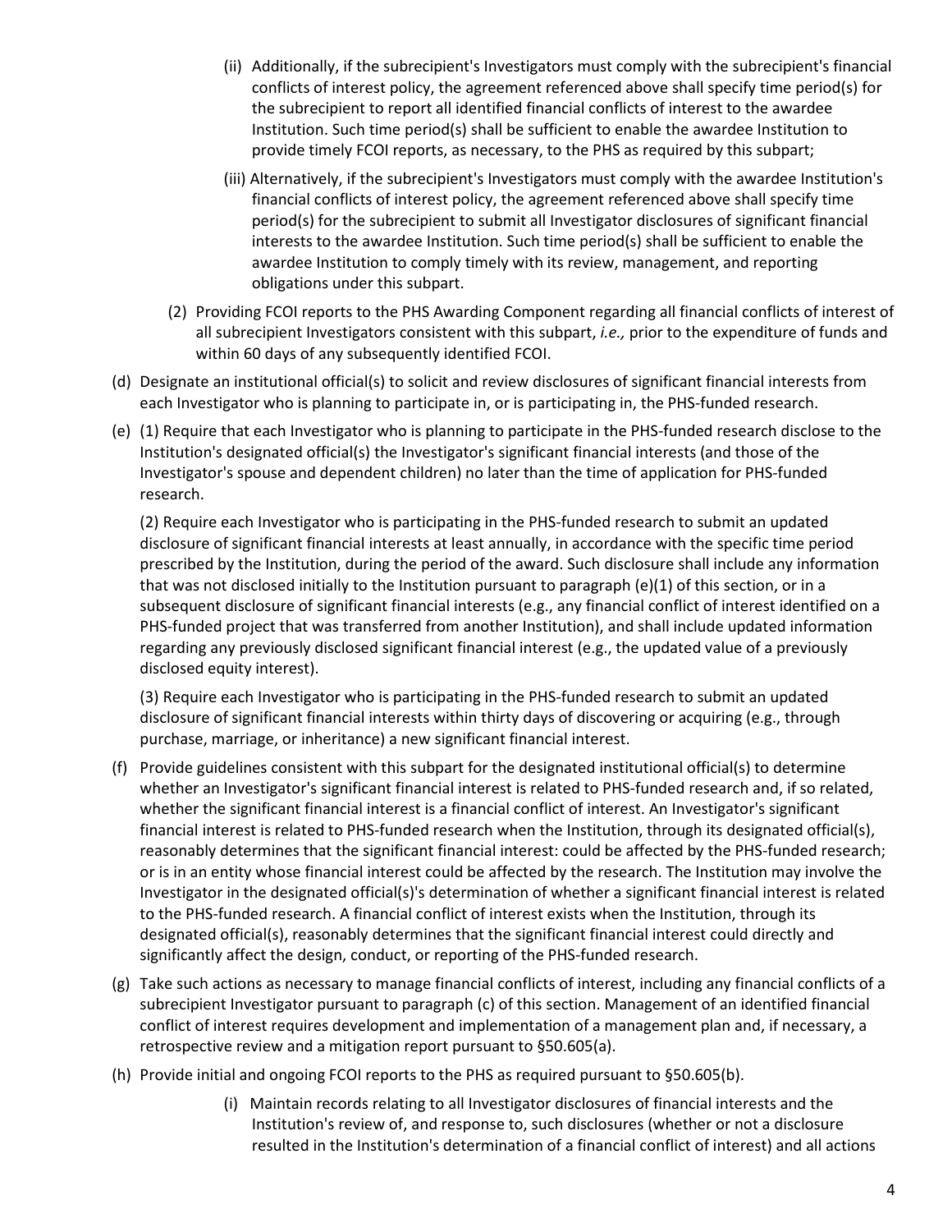(ii) Additionally, if the subrecipient's Investigators must comply with the subrecipient's financial conflicts of interest policy, the agreement referenced above shall specify time period(s) for the subrecipient to report all identified financial conflicts of interest to the awardee Institution. Such time period(s) shall be sufficient to enable the awardee Institution to provide timely FCOI reports, as necessary, to the PHS as required by this subpart;

(iii) Alternatively, if the subrecipient's Investigators must comply with the awardee Institution's financial conflicts of interest policy, the agreement referenced above shall specify time period(s) for the subrecipient to submit all Investigator disclosures of significant financial interests to the awardee Institution. Such time period(s) shall be sufficient to enable the awardee Institution to comply timely with its review, management, and reporting obligations under this subpart.

(2) Providing FCOI reports to the PHS Awarding Component regarding all financial conflicts of interest of all subrecipient Investigators consistent with this subpart, *i.e.,* prior to the expenditure of funds and within 60 days of any subsequently identified FCOI.

(d) Designate an institutional official(s) to solicit and review disclosures of significant financial interests from each Investigator who is planning to participate in, or is participating in, the PHS-funded research.

(e) (1) Require that each Investigator who is planning to participate in the PHS-funded research disclose to the Institution's designated official(s) the Investigator's significant financial interests (and those of the Investigator's spouse and dependent children) no later than the time of application for PHS-funded research.

(2) Require each Investigator who is participating in the PHS-funded research to submit an updated disclosure of significant financial interests at least annually, in accordance with the specific time period prescribed by the Institution, during the period of the award. Such disclosure shall include any information that was not disclosed initially to the Institution pursuant to paragraph (e)(1) of this section, or in a subsequent disclosure of significant financial interests (e.g., any financial conflict of interest identified on a PHS-funded project that was transferred from another Institution), and shall include updated information regarding any previously disclosed significant financial interest (e.g., the updated value of a previously disclosed equity interest).

(3) Require each Investigator who is participating in the PHS-funded research to submit an updated disclosure of significant financial interests within thirty days of discovering or acquiring (e.g., through purchase, marriage, or inheritance) a new significant financial interest.

(f) Provide guidelines consistent with this subpart for the designated institutional official(s) to determine whether an Investigator's significant financial interest is related to PHS-funded research and, if so related, whether the significant financial interest is a financial conflict of interest. An Investigator's significant financial interest is related to PHS-funded research when the Institution, through its designated official(s), reasonably determines that the significant financial interest: could be affected by the PHS-funded research; or is in an entity whose financial interest could be affected by the research. The Institution may involve the Investigator in the designated official(s)'s determination of whether a significant financial interest is related to the PHS-funded research. A financial conflict of interest exists when the Institution, through its designated official(s), reasonably determines that the significant financial interest could directly and significantly affect the design, conduct, or reporting of the PHS-funded research.

(g) Take such actions as necessary to manage financial conflicts of interest, including any financial conflicts of a subrecipient Investigator pursuant to paragraph (c) of this section. Management of an identified financial conflict of interest requires development and implementation of a management plan and, if necessary, a retrospective review and a mitigation report pursuant to §50.605(a).

(h) Provide initial and ongoing FCOI reports to the PHS as required pursuant to §50.605(b).

(i) Maintain records relating to all Investigator disclosures of financial interests and the Institution's review of, and response to, such disclosures (whether or not a disclosure resulted in the Institution's determination of a financial conflict of interest) and all actions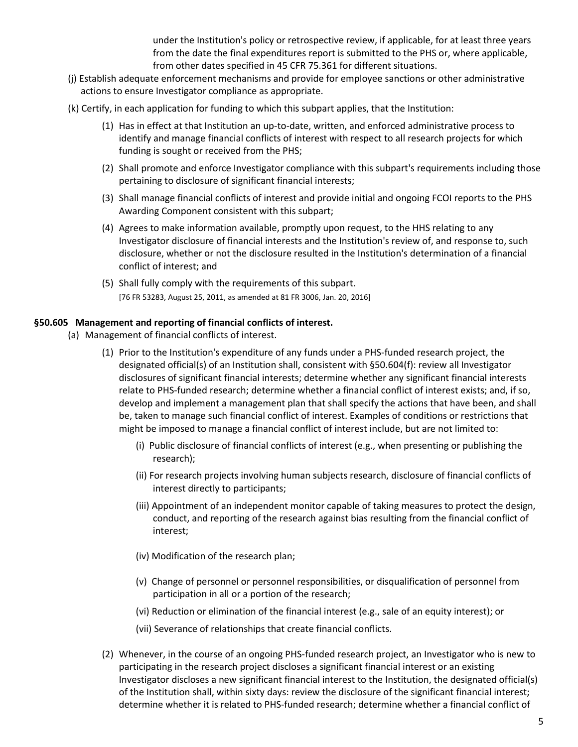under the Institution's policy or retrospective review, if applicable, for at least three years from the date the final expenditures report is submitted to the PHS or, where applicable, from other dates specified in 45 CFR 75.361 for different situations.

(j) Establish adequate enforcement mechanisms and provide for employee sanctions or other administrative actions to ensure Investigator compliance as appropriate.

(k) Certify, in each application for funding to which this subpart applies, that the Institution:

(1) Has in effect at that Institution an up-to-date, written, and enforced administrative process to identify and manage financial conflicts of interest with respect to all research projects for which funding is sought or received from the PHS;

(2) Shall promote and enforce Investigator compliance with this subpart's requirements including those pertaining to disclosure of significant financial interests;

(3) Shall manage financial conflicts of interest and provide initial and ongoing FCOI reports to the PHS Awarding Component consistent with this subpart;

(4) Agrees to make information available, promptly upon request, to the HHS relating to any Investigator disclosure of financial interests and the Institution's review of, and response to, such disclosure, whether or not the disclosure resulted in the Institution's determination of a financial conflict of interest; and

(5) Shall fully comply with the requirements of this subpart.

[76 FR 53283, August 25, 2011, as amended at 81 FR 3006, Jan. 20, 2016]

**§50.605 Management and reporting of financial conflicts of interest.**

(a) Management of financial conflicts of interest.

(1) Prior to the Institution's expenditure of any funds under a PHS-funded research project, the designated official(s) of an Institution shall, consistent with §50.604(f): review all Investigator disclosures of significant financial interests; determine whether any significant financial interests relate to PHS-funded research; determine whether a financial conflict of interest exists; and, if so, develop and implement a management plan that shall specify the actions that have been, and shall be, taken to manage such financial conflict of interest. Examples of conditions or restrictions that might be imposed to manage a financial conflict of interest include, but are not limited to:

(i) Public disclosure of financial conflicts of interest (e.g., when presenting or publishing the research);

(ii) For research projects involving human subjects research, disclosure of financial conflicts of interest directly to participants;

(iii) Appointment of an independent monitor capable of taking measures to protect the design, conduct, and reporting of the research against bias resulting from the financial conflict of interest;

(iv) Modification of the research plan;

(v) Change of personnel or personnel responsibilities, or disqualification of personnel from participation in all or a portion of the research;

(vi) Reduction or elimination of the financial interest (e.g., sale of an equity interest); or

(vii) Severance of relationships that create financial conflicts.

(2) Whenever, in the course of an ongoing PHS-funded research project, an Investigator who is new to participating in the research project discloses a significant financial interest or an existing Investigator discloses a new significant financial interest to the Institution, the designated official(s) of the Institution shall, within sixty days: review the disclosure of the significant financial interest; determine whether it is related to PHS-funded research; determine whether a financial conflict of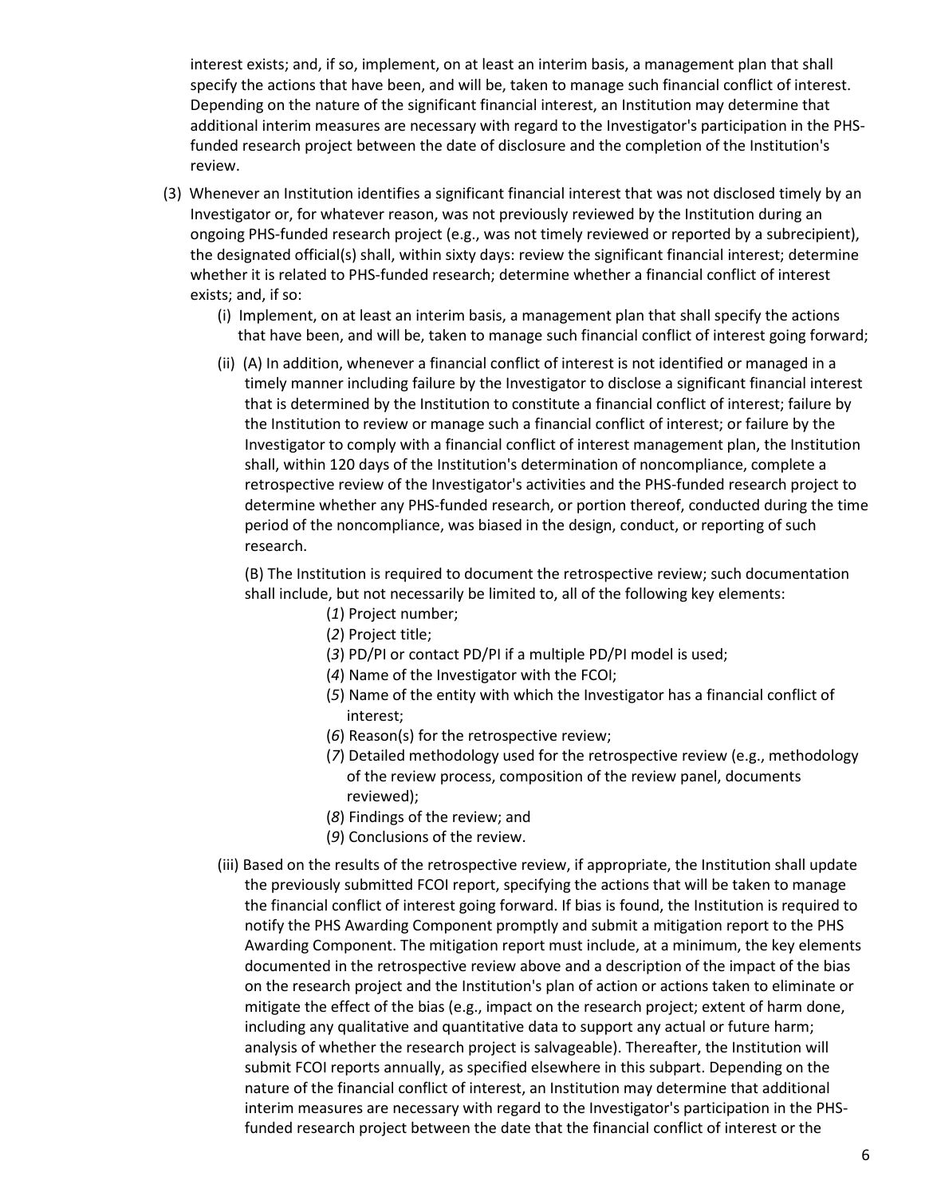interest exists; and, if so, implement, on at least an interim basis, a management plan that shall specify the actions that have been, and will be, taken to manage such financial conflict of interest. Depending on the nature of the significant financial interest, an Institution may determine that additional interim measures are necessary with regard to the Investigator's participation in the PHS-funded research project between the date of disclosure and the completion of the Institution's review.

(3) Whenever an Institution identifies a significant financial interest that was not disclosed timely by an Investigator or, for whatever reason, was not previously reviewed by the Institution during an ongoing PHS-funded research project (e.g., was not timely reviewed or reported by a subrecipient), the designated official(s) shall, within sixty days: review the significant financial interest; determine whether it is related to PHS-funded research; determine whether a financial conflict of interest exists; and, if so:

(i) Implement, on at least an interim basis, a management plan that shall specify the actions that have been, and will be, taken to manage such financial conflict of interest going forward;

(ii) (A) In addition, whenever a financial conflict of interest is not identified or managed in a timely manner including failure by the Investigator to disclose a significant financial interest that is determined by the Institution to constitute a financial conflict of interest; failure by the Institution to review or manage such a financial conflict of interest; or failure by the Investigator to comply with a financial conflict of interest management plan, the Institution shall, within 120 days of the Institution's determination of noncompliance, complete a retrospective review of the Investigator's activities and the PHS-funded research project to determine whether any PHS-funded research, or portion thereof, conducted during the time period of the noncompliance, was biased in the design, conduct, or reporting of such research.

(B) The Institution is required to document the retrospective review; such documentation shall include, but not necessarily be limited to, all of the following key elements:

(*1*) Project number;
(*2*) Project title;
(*3*) PD/PI or contact PD/PI if a multiple PD/PI model is used;
(*4*) Name of the Investigator with the FCOI;
(*5*) Name of the entity with which the Investigator has a financial conflict of interest;
(*6*) Reason(s) for the retrospective review;
(*7*) Detailed methodology used for the retrospective review (e.g., methodology of the review process, composition of the review panel, documents reviewed);
(*8*) Findings of the review; and
(*9*) Conclusions of the review.

(iii) Based on the results of the retrospective review, if appropriate, the Institution shall update the previously submitted FCOI report, specifying the actions that will be taken to manage the financial conflict of interest going forward. If bias is found, the Institution is required to notify the PHS Awarding Component promptly and submit a mitigation report to the PHS Awarding Component. The mitigation report must include, at a minimum, the key elements documented in the retrospective review above and a description of the impact of the bias on the research project and the Institution's plan of action or actions taken to eliminate or mitigate the effect of the bias (e.g., impact on the research project; extent of harm done, including any qualitative and quantitative data to support any actual or future harm; analysis of whether the research project is salvageable). Thereafter, the Institution will submit FCOI reports annually, as specified elsewhere in this subpart. Depending on the nature of the financial conflict of interest, an Institution may determine that additional interim measures are necessary with regard to the Investigator's participation in the PHS-funded research project between the date that the financial conflict of interest or the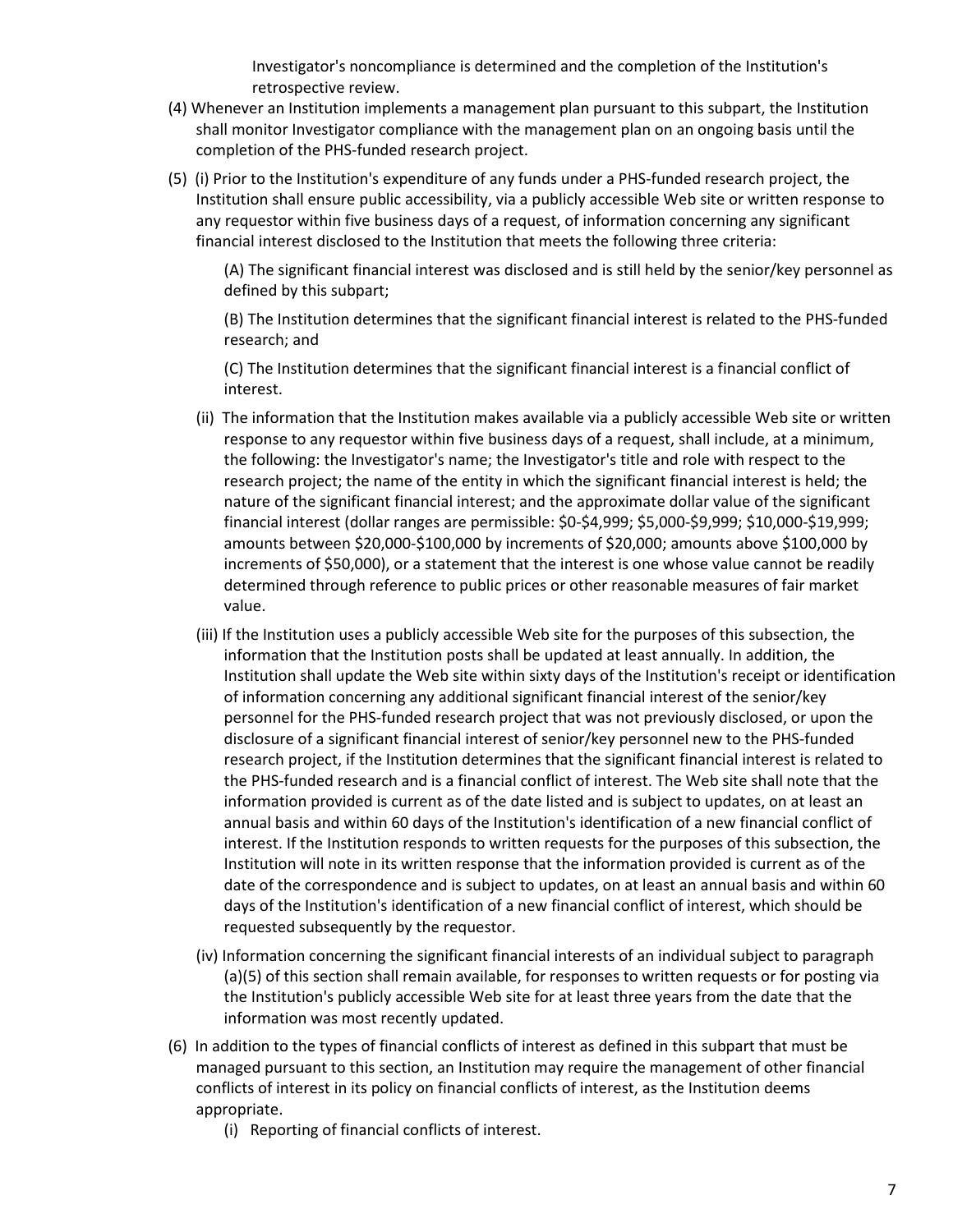Investigator's noncompliance is determined and the completion of the Institution's retrospective review.

(4) Whenever an Institution implements a management plan pursuant to this subpart, the Institution shall monitor Investigator compliance with the management plan on an ongoing basis until the completion of the PHS-funded research project.

(5) (i) Prior to the Institution's expenditure of any funds under a PHS-funded research project, the Institution shall ensure public accessibility, via a publicly accessible Web site or written response to any requestor within five business days of a request, of information concerning any significant financial interest disclosed to the Institution that meets the following three criteria:

(A) The significant financial interest was disclosed and is still held by the senior/key personnel as defined by this subpart;

(B) The Institution determines that the significant financial interest is related to the PHS-funded research; and

(C) The Institution determines that the significant financial interest is a financial conflict of interest.

(ii) The information that the Institution makes available via a publicly accessible Web site or written response to any requestor within five business days of a request, shall include, at a minimum, the following: the Investigator's name; the Investigator's title and role with respect to the research project; the name of the entity in which the significant financial interest is held; the nature of the significant financial interest; and the approximate dollar value of the significant financial interest (dollar ranges are permissible: $0-$4,999; $5,000-$9,999; $10,000-$19,999; amounts between $20,000-$100,000 by increments of $20,000; amounts above $100,000 by increments of $50,000), or a statement that the interest is one whose value cannot be readily determined through reference to public prices or other reasonable measures of fair market value.

(iii) If the Institution uses a publicly accessible Web site for the purposes of this subsection, the information that the Institution posts shall be updated at least annually. In addition, the Institution shall update the Web site within sixty days of the Institution's receipt or identification of information concerning any additional significant financial interest of the senior/key personnel for the PHS-funded research project that was not previously disclosed, or upon the disclosure of a significant financial interest of senior/key personnel new to the PHS-funded research project, if the Institution determines that the significant financial interest is related to the PHS-funded research and is a financial conflict of interest. The Web site shall note that the information provided is current as of the date listed and is subject to updates, on at least an annual basis and within 60 days of the Institution's identification of a new financial conflict of interest. If the Institution responds to written requests for the purposes of this subsection, the Institution will note in its written response that the information provided is current as of the date of the correspondence and is subject to updates, on at least an annual basis and within 60 days of the Institution's identification of a new financial conflict of interest, which should be requested subsequently by the requestor.

(iv) Information concerning the significant financial interests of an individual subject to paragraph (a)(5) of this section shall remain available, for responses to written requests or for posting via the Institution's publicly accessible Web site for at least three years from the date that the information was most recently updated.

(6) In addition to the types of financial conflicts of interest as defined in this subpart that must be managed pursuant to this section, an Institution may require the management of other financial conflicts of interest in its policy on financial conflicts of interest, as the Institution deems appropriate.

(i) Reporting of financial conflicts of interest.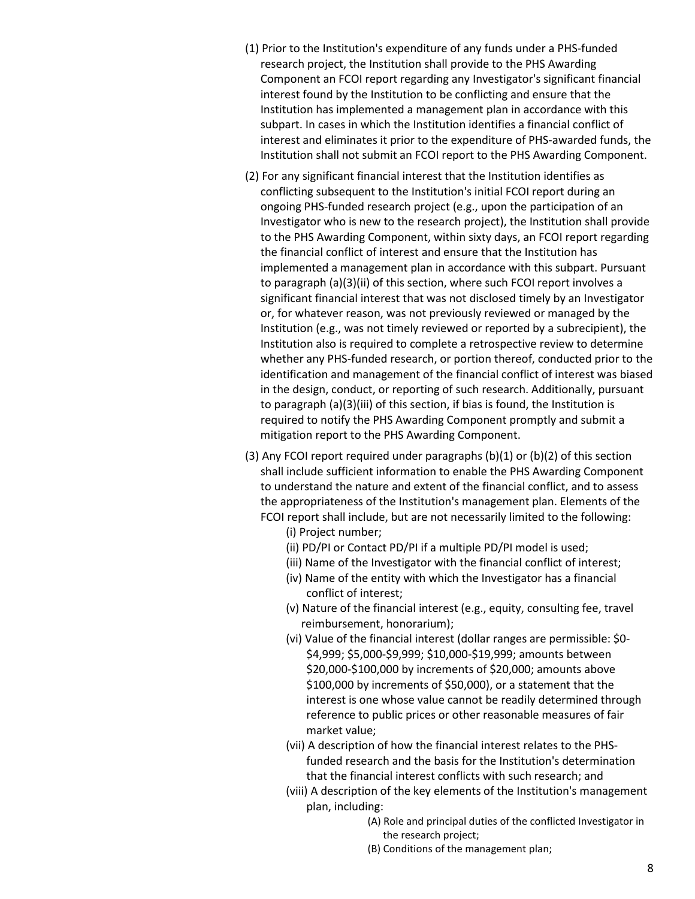(1) Prior to the Institution's expenditure of any funds under a PHS-funded research project, the Institution shall provide to the PHS Awarding Component an FCOI report regarding any Investigator's significant financial interest found by the Institution to be conflicting and ensure that the Institution has implemented a management plan in accordance with this subpart. In cases in which the Institution identifies a financial conflict of interest and eliminates it prior to the expenditure of PHS-awarded funds, the Institution shall not submit an FCOI report to the PHS Awarding Component.

(2) For any significant financial interest that the Institution identifies as conflicting subsequent to the Institution's initial FCOI report during an ongoing PHS-funded research project (e.g., upon the participation of an Investigator who is new to the research project), the Institution shall provide to the PHS Awarding Component, within sixty days, an FCOI report regarding the financial conflict of interest and ensure that the Institution has implemented a management plan in accordance with this subpart. Pursuant to paragraph (a)(3)(ii) of this section, where such FCOI report involves a significant financial interest that was not disclosed timely by an Investigator or, for whatever reason, was not previously reviewed or managed by the Institution (e.g., was not timely reviewed or reported by a subrecipient), the Institution also is required to complete a retrospective review to determine whether any PHS-funded research, or portion thereof, conducted prior to the identification and management of the financial conflict of interest was biased in the design, conduct, or reporting of such research. Additionally, pursuant to paragraph (a)(3)(iii) of this section, if bias is found, the Institution is required to notify the PHS Awarding Component promptly and submit a mitigation report to the PHS Awarding Component.

(3) Any FCOI report required under paragraphs (b)(1) or (b)(2) of this section shall include sufficient information to enable the PHS Awarding Component to understand the nature and extent of the financial conflict, and to assess the appropriateness of the Institution's management plan. Elements of the FCOI report shall include, but are not necessarily limited to the following:

- (i) Project number;
- (ii) PD/PI or Contact PD/PI if a multiple PD/PI model is used;
- (iii) Name of the Investigator with the financial conflict of interest;
- (iv) Name of the entity with which the Investigator has a financial conflict of interest;
- (v) Nature of the financial interest (e.g., equity, consulting fee, travel reimbursement, honorarium);
- (vi) Value of the financial interest (dollar ranges are permissible: $0-$4,999; $5,000-$9,999; $10,000-$19,999; amounts between $20,000-$100,000 by increments of $20,000; amounts above $100,000 by increments of $50,000), or a statement that the interest is one whose value cannot be readily determined through reference to public prices or other reasonable measures of fair market value;
- (vii) A description of how the financial interest relates to the PHS-funded research and the basis for the Institution's determination that the financial interest conflicts with such research; and
- (viii) A description of the key elements of the Institution's management plan, including:
  - (A) Role and principal duties of the conflicted Investigator in the research project;
  - (B) Conditions of the management plan;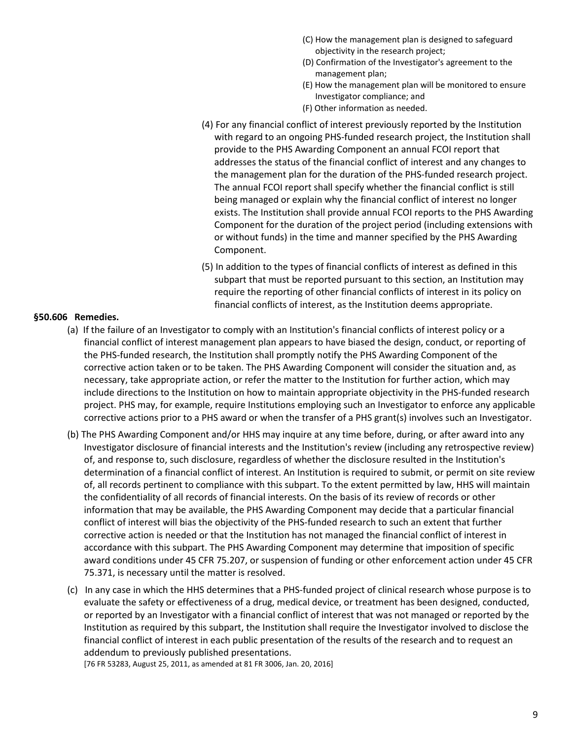(C) How the management plan is designed to safeguard objectivity in the research project;

(D) Confirmation of the Investigator's agreement to the management plan;

(E) How the management plan will be monitored to ensure Investigator compliance; and

(F) Other information as needed.

(4) For any financial conflict of interest previously reported by the Institution with regard to an ongoing PHS-funded research project, the Institution shall provide to the PHS Awarding Component an annual FCOI report that addresses the status of the financial conflict of interest and any changes to the management plan for the duration of the PHS-funded research project. The annual FCOI report shall specify whether the financial conflict is still being managed or explain why the financial conflict of interest no longer exists. The Institution shall provide annual FCOI reports to the PHS Awarding Component for the duration of the project period (including extensions with or without funds) in the time and manner specified by the PHS Awarding Component.

(5) In addition to the types of financial conflicts of interest as defined in this subpart that must be reported pursuant to this section, an Institution may require the reporting of other financial conflicts of interest in its policy on financial conflicts of interest, as the Institution deems appropriate.

**§50.606 Remedies.**

(a) If the failure of an Investigator to comply with an Institution's financial conflicts of interest policy or a financial conflict of interest management plan appears to have biased the design, conduct, or reporting of the PHS-funded research, the Institution shall promptly notify the PHS Awarding Component of the corrective action taken or to be taken. The PHS Awarding Component will consider the situation and, as necessary, take appropriate action, or refer the matter to the Institution for further action, which may include directions to the Institution on how to maintain appropriate objectivity in the PHS-funded research project. PHS may, for example, require Institutions employing such an Investigator to enforce any applicable corrective actions prior to a PHS award or when the transfer of a PHS grant(s) involves such an Investigator.

(b) The PHS Awarding Component and/or HHS may inquire at any time before, during, or after award into any Investigator disclosure of financial interests and the Institution's review (including any retrospective review) of, and response to, such disclosure, regardless of whether the disclosure resulted in the Institution's determination of a financial conflict of interest. An Institution is required to submit, or permit on site review of, all records pertinent to compliance with this subpart. To the extent permitted by law, HHS will maintain the confidentiality of all records of financial interests. On the basis of its review of records or other information that may be available, the PHS Awarding Component may decide that a particular financial conflict of interest will bias the objectivity of the PHS-funded research to such an extent that further corrective action is needed or that the Institution has not managed the financial conflict of interest in accordance with this subpart. The PHS Awarding Component may determine that imposition of specific award conditions under 45 CFR 75.207, or suspension of funding or other enforcement action under 45 CFR 75.371, is necessary until the matter is resolved.

(c) In any case in which the HHS determines that a PHS-funded project of clinical research whose purpose is to evaluate the safety or effectiveness of a drug, medical device, or treatment has been designed, conducted, or reported by an Investigator with a financial conflict of interest that was not managed or reported by the Institution as required by this subpart, the Institution shall require the Investigator involved to disclose the financial conflict of interest in each public presentation of the results of the research and to request an addendum to previously published presentations.

[76 FR 53283, August 25, 2011, as amended at 81 FR 3006, Jan. 20, 2016]